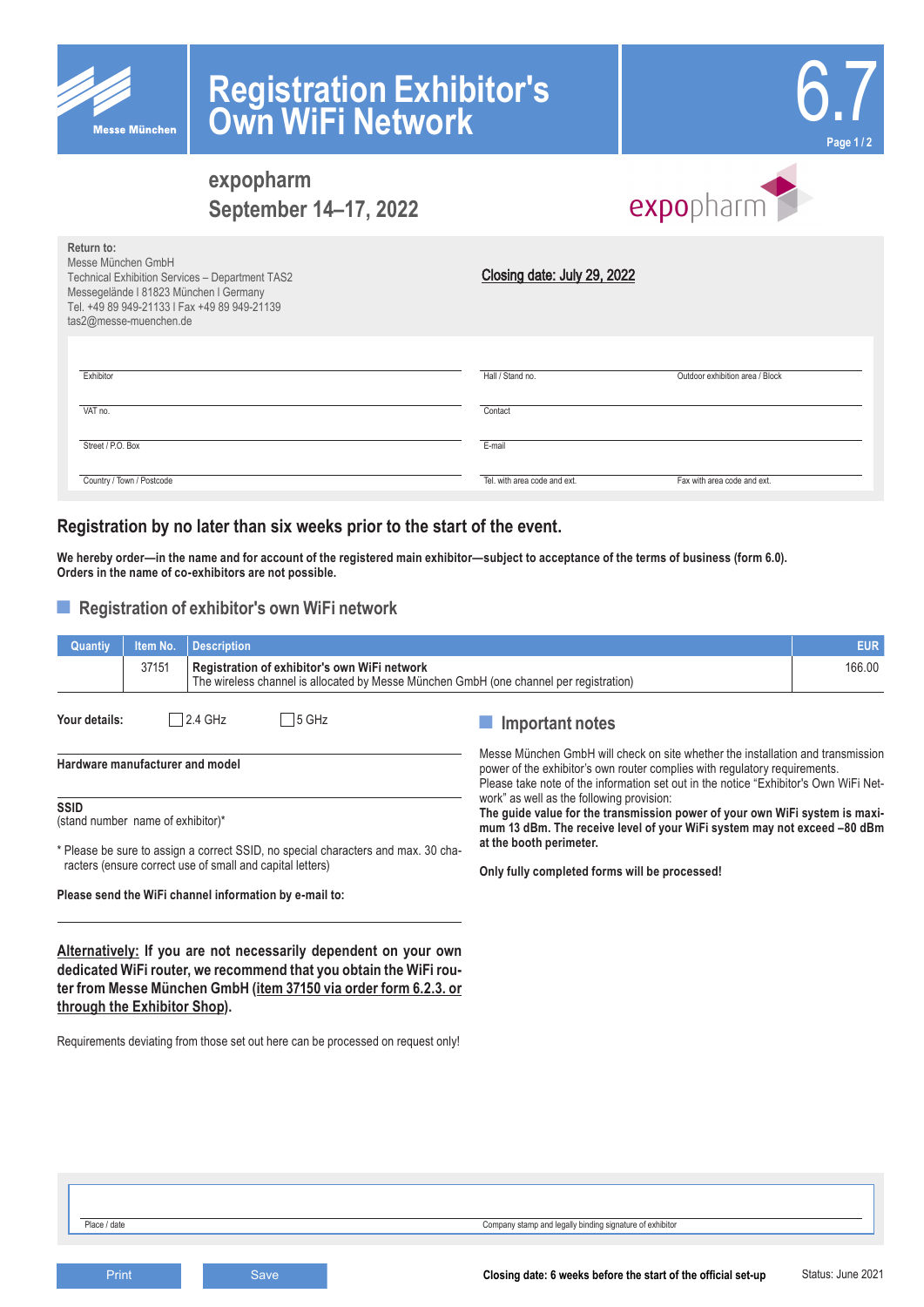Messe München

# Registration Exhibitor's Own WiFi Network

6.7

## expopharm
## September 14–17, 2022

expopharm

**Return to:**
Messe München GmbH
Technical Exhibition Services – Department TAS2
Messegelände I 81823 München I Germany
Tel. +49 89 949-21133 I Fax +49 89 949-21139
tas2@messe-muenchen.de

**Closing date: July 29, 2022**

| | | |
|---|---|---|
| Exhibitor | Hall / Stand no. | Outdoor exhibition area / Block |
| VAT no. | Contact | |
| Street / P.O. Box | E-mail | |
| Country / Town / Postcode | Tel. with area code and ext. | Fax with area code and ext. |

## Registration by no later than six weeks prior to the start of the event.

**We hereby order—in the name and for account of the registered main exhibitor—subject to acceptance of the terms of business (form 6.0). Orders in the name of co-exhibitors are not possible.**

## Registration of exhibitor's own WiFi network

| Quantiy | Item No. | Description | EUR |
|---|---|---|---|
| | 37151 | **Registration of exhibitor's own WiFi network**<br>The wireless channel is allocated by Messe München GmbH (one channel per registration) | 166.00 |

**Your details:** ☐ 2.4 GHz ☐ 5 GHz

**Hardware manufacturer and model**

**SSID**
(stand number name of exhibitor)*

* Please be sure to assign a correct SSID, no special characters and max. 30 characters (ensure correct use of small and capital letters)

**Please send the WiFi channel information by e-mail to:**

**Alternatively: If you are not necessarily dependent on your own dedicated WiFi router, we recommend that you obtain the WiFi router from Messe München GmbH (item 37150 via order form 6.2.3. or through the Exhibitor Shop).**

Requirements deviating from those set out here can be processed on request only!

## Important notes

Messe München GmbH will check on site whether the installation and transmission power of the exhibitor's own router complies with regulatory requirements. Please take note of the information set out in the notice "Exhibitor's Own WiFi Network" as well as the following provision:
**The guide value for the transmission power of your own WiFi system is maximum 13 dBm. The receive level of your WiFi system may not exceed –80 dBm at the booth perimeter.**

**Only fully completed forms will be processed!**

| | |
|---|---|
| Place / date | Company stamp and legally binding signature of exhibitor |

Print | Save

**Closing date: 6 weeks before the start of the official set-up**

Status: June 2021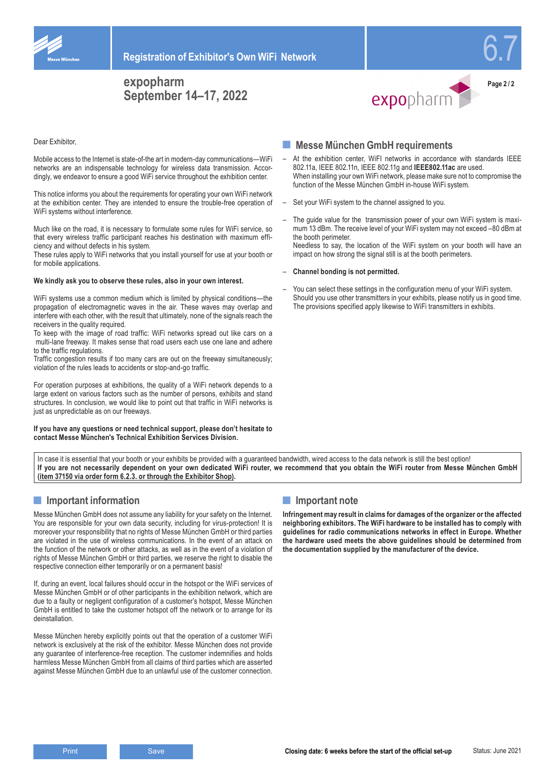# Registration of Exhibitor's Own WiFi Network

**expopharm**
**September 14–17, 2022**

Dear Exhibitor,

Mobile access to the Internet is state-of-the-art in modern-day communications—WiFi networks are an indispensable technology for wireless data transmission. Accordingly, we endeavor to ensure a good WiFi service throughout the exhibition center.

This notice informs you about the requirements for operating your own WiFi network at the exhibition center. They are intended to ensure the trouble-free operation of WiFi systems without interference.

Much like on the road, it is necessary to formulate some rules for WiFi service, so that every wireless traffic participant reaches his destination with maximum efficiency and without defects in his system.
These rules apply to WiFi networks that you install yourself for use at your booth or for mobile applications.

**We kindly ask you to observe these rules, also in your own interest.**

WiFi systems use a common medium which is limited by physical conditions—the propagation of electromagnetic waves in the air. These waves may overlap and interfere with each other, with the result that ultimately, none of the signals reach the receivers in the quality required.
To keep with the image of road traffic: WiFi networks spread out like cars on a multi-lane freeway. It makes sense that road users each use one lane and adhere to the traffic regulations.
Traffic congestion results if too many cars are out on the freeway simultaneously; violation of the rules leads to accidents or stop-and-go traffic.

For operation purposes at exhibitions, the quality of a WiFi network depends to a large extent on various factors such as the number of persons, exhibits and stand structures. In conclusion, we would like to point out that traffic in WiFi networks is just as unpredictable as on our freeways.

**If you have any questions or need technical support, please don't hesitate to contact Messe München's Technical Exhibition Services Division.**

## Messe München GmbH requirements

- At the exhibition center, WiFi networks in accordance with standards IEEE 802.11a, IEEE 802.11n, IEEE 802.11g and **IEEE802.11ac** are used.
  When installing your own WiFi network, please make sure not to compromise the function of the Messe München GmbH in-house WiFi system.
- Set your WiFi system to the channel assigned to you.
- The guide value for the transmission power of your own WiFi system is maximum 13 dBm. The receive level of your WiFi system may not exceed –80 dBm at the booth perimeter.
  Needless to say, the location of the WiFi system on your booth will have an impact on how strong the signal still is at the booth perimeters.
- **Channel bonding is not permitted.**
- You can select these settings in the configuration menu of your WiFi system. Should you use other transmitters in your exhibits, please notify us in good time. The provisions specified apply likewise to WiFi transmitters in exhibits.

In case it is essential that your booth or your exhibits be provided with a guaranteed bandwidth, wired access to the data network is still the best option!
**If you are not necessarily dependent on your own dedicated WiFi router, we recommend that you obtain the WiFi router from Messe München GmbH (item 37150 via order form 6.2.3. or through the Exhibitor Shop).**

## Important information

Messe München GmbH does not assume any liability for your safety on the Internet. You are responsible for your own data security, including for virus-protection! It is moreover your responsibility that no rights of Messe München GmbH or third parties are violated in the use of wireless communications. In the event of an attack on the function of the network or other attacks, as well as in the event of a violation of rights of Messe München GmbH or third parties, we reserve the right to disable the respective connection either temporarily or on a permanent basis!

If, during an event, local failures should occur in the hotspot or the WiFi services of Messe München GmbH or of other participants in the exhibition network, which are due to a faulty or negligent configuration of a customer's hotspot, Messe München GmbH is entitled to take the customer hotspot off the network or to arrange for its deinstallation.

Messe München hereby explicitly points out that the operation of a customer WiFi network is exclusively at the risk of the exhibitor. Messe München does not provide any guarantee of interference-free reception. The customer indemnifies and holds harmless Messe München GmbH from all claims of third parties which are asserted against Messe München GmbH due to an unlawful use of the customer connection.

## Important note

**Infringement may result in claims for damages of the organizer or the affected neighboring exhibitors. The WiFi hardware to be installed has to comply with guidelines for radio communications networks in effect in Europe. Whether the hardware used meets the above guidelines should be determined from the documentation supplied by the manufacturer of the device.**

**Closing date: 6 weeks before the start of the official set-up**

Status: June 2021